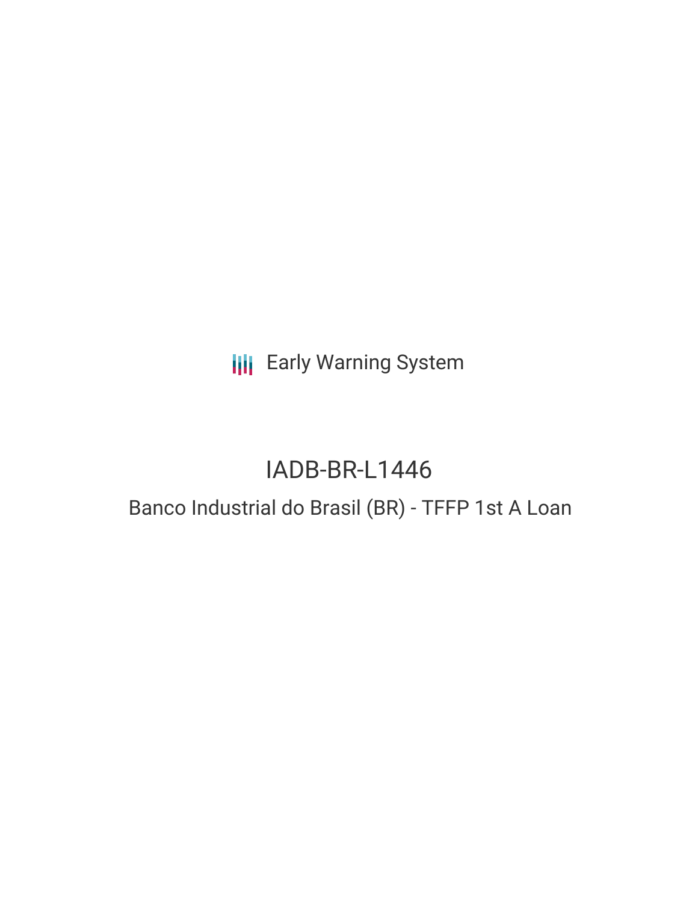Early Warning System

# IADB-BR-L1446

## Banco Industrial do Brasil (BR) - TFFP 1st A Loan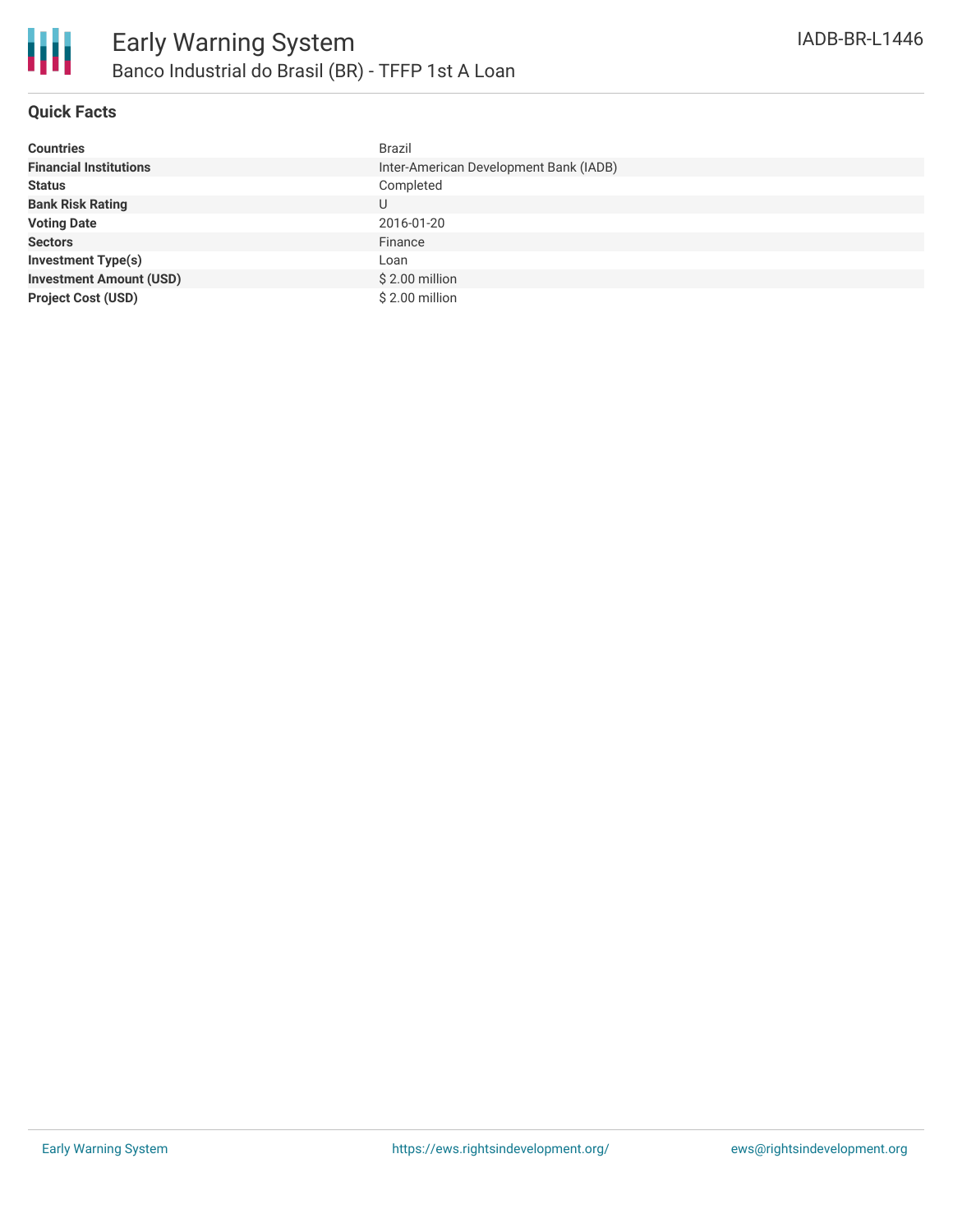# Early Warning System

## Banco Industrial do Brasil (BR) - TFFP 1st A Loan

IADB-BR-L1446

### Quick Facts

| | |
|---|---|
| **Countries** | Brazil |
| **Financial Institutions** | Inter-American Development Bank (IADB) |
| **Status** | Completed |
| **Bank Risk Rating** | U |
| **Voting Date** | 2016-01-20 |
| **Sectors** | Finance |
| **Investment Type(s)** | Loan |
| **Investment Amount (USD)** | $ 2.00 million |
| **Project Cost (USD)** | $ 2.00 million |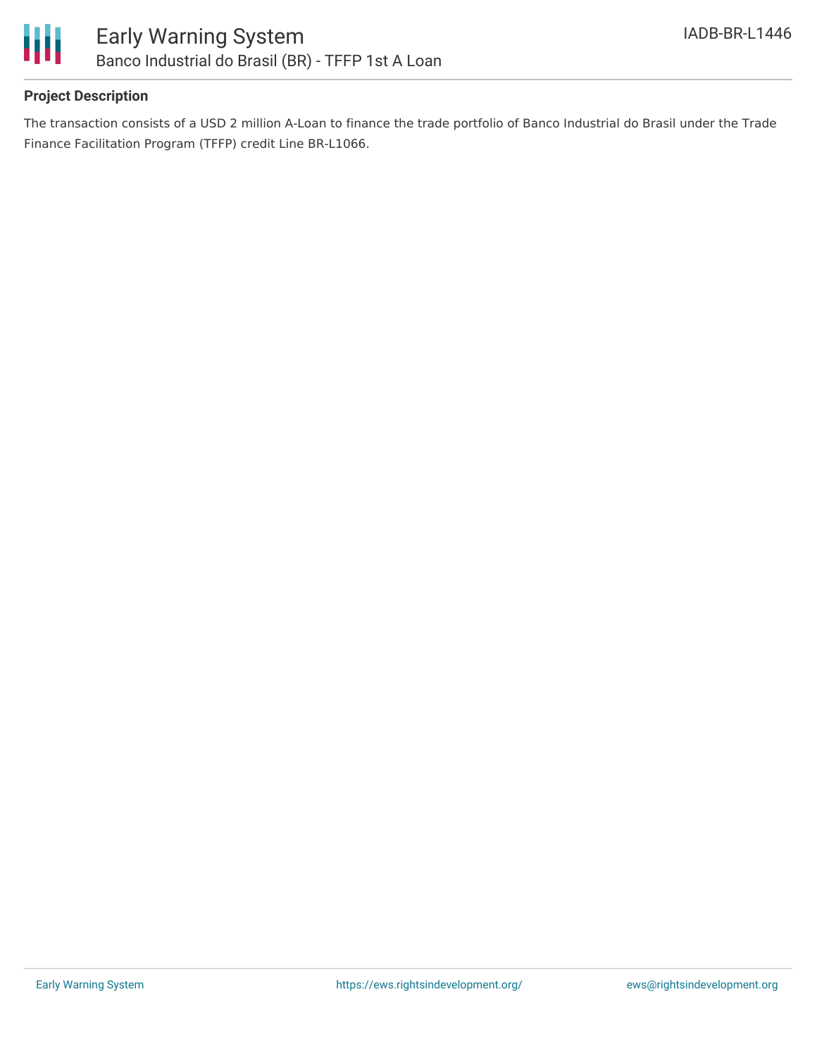## Project Description

The transaction consists of a USD 2 million A-Loan to finance the trade portfolio of Banco Industrial do Brasil under the Trade Finance Facilitation Program (TFFP) credit Line BR-L1066.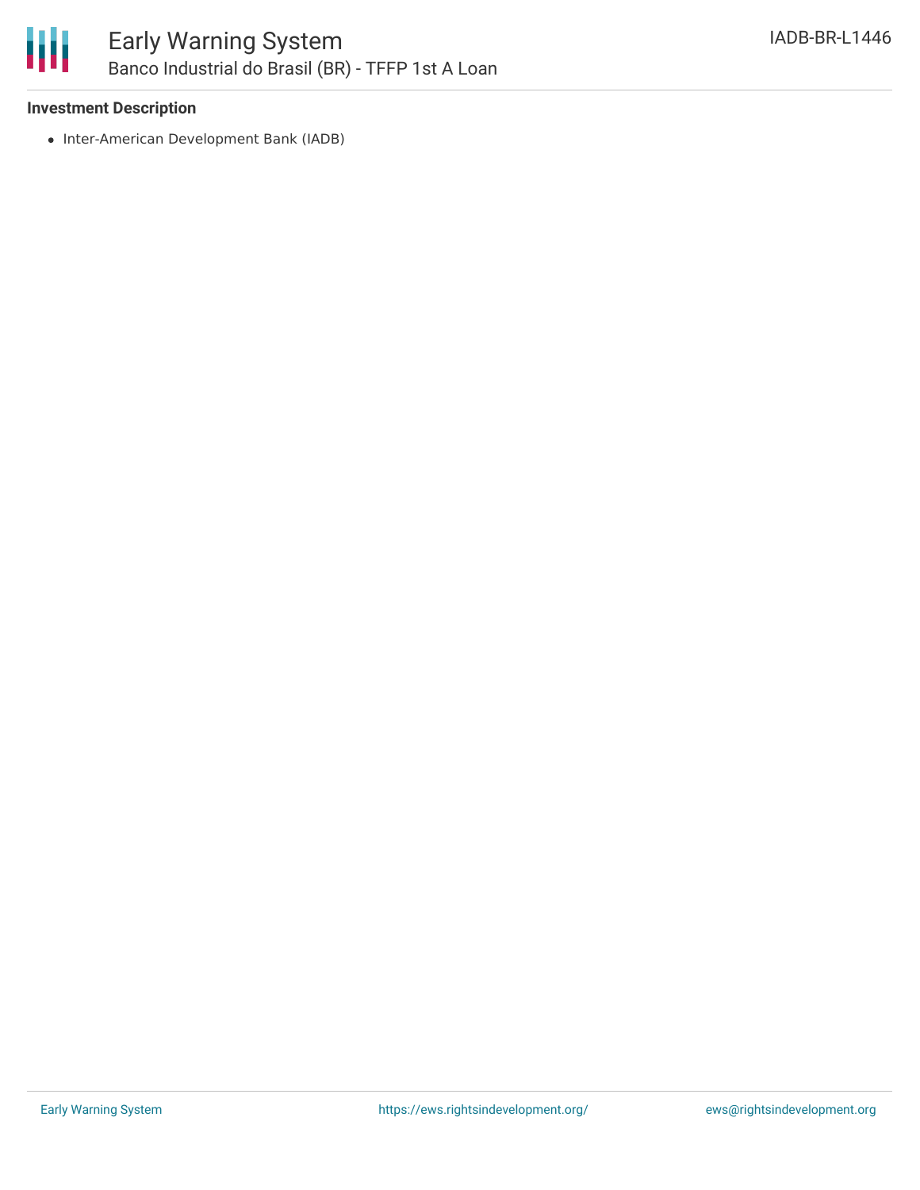**Investment Description**

- Inter-American Development Bank (IADB)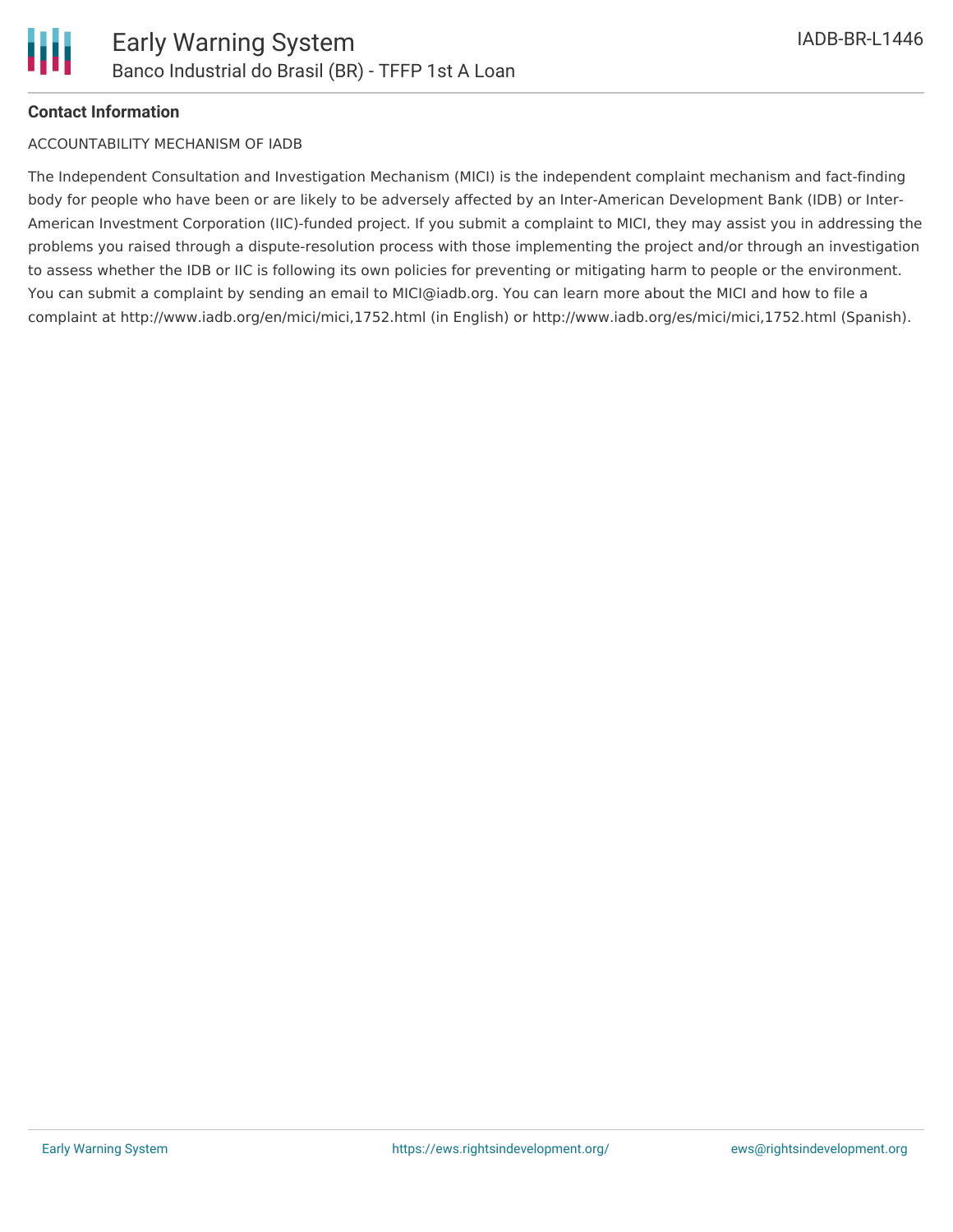**Contact Information**

ACCOUNTABILITY MECHANISM OF IADB

The Independent Consultation and Investigation Mechanism (MICI) is the independent complaint mechanism and fact-finding body for people who have been or are likely to be adversely affected by an Inter-American Development Bank (IDB) or Inter-American Investment Corporation (IIC)-funded project. If you submit a complaint to MICI, they may assist you in addressing the problems you raised through a dispute-resolution process with those implementing the project and/or through an investigation to assess whether the IDB or IIC is following its own policies for preventing or mitigating harm to people or the environment. You can submit a complaint by sending an email to MICI@iadb.org. You can learn more about the MICI and how to file a complaint at http://www.iadb.org/en/mici/mici,1752.html (in English) or http://www.iadb.org/es/mici/mici,1752.html (Spanish).